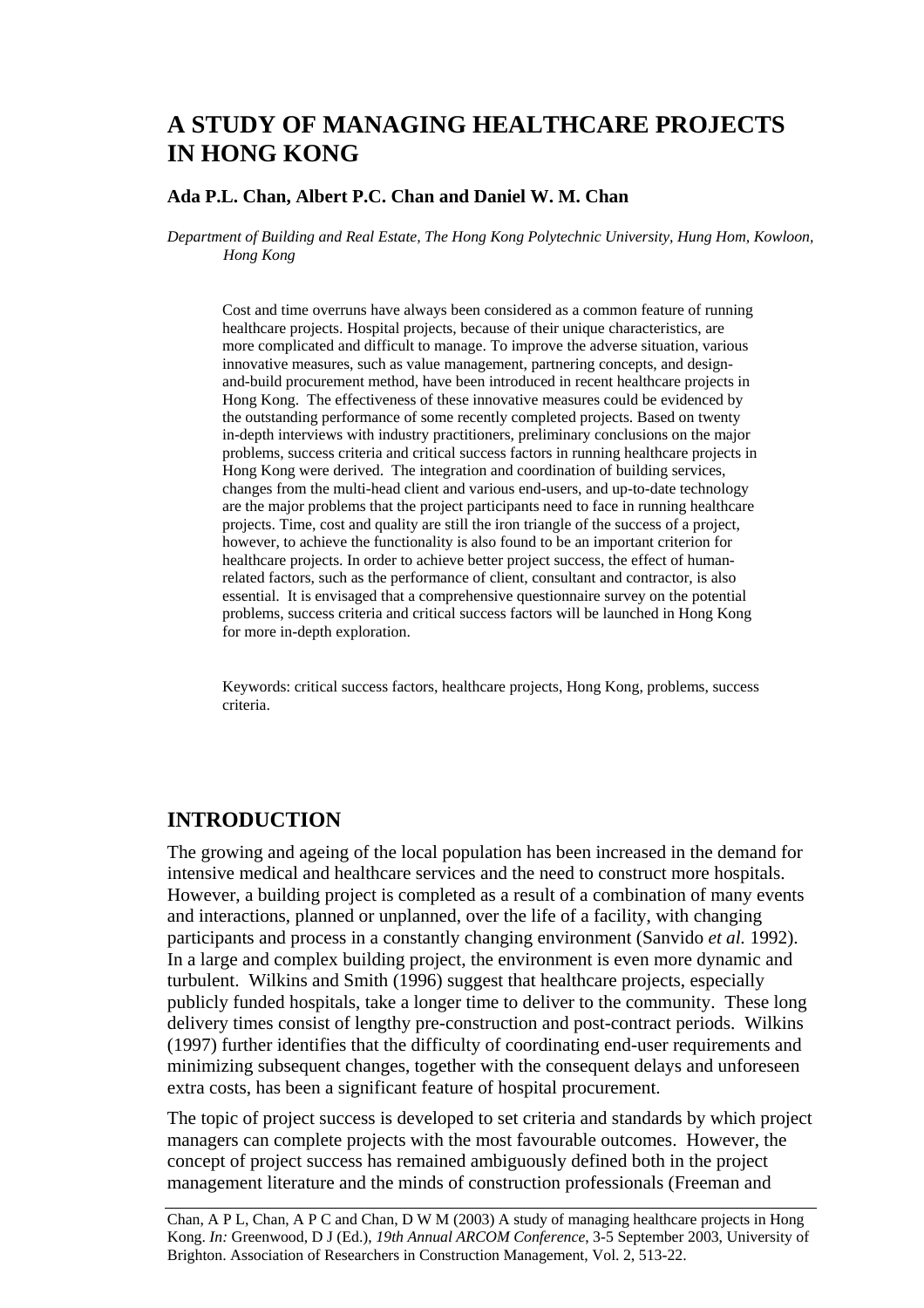# A STUDY OF MANAGING HEALTHCARE PROJECTS IN HONG KONG

**Ada P.L. Chan, Albert P.C. Chan and Daniel W. M. Chan**

*Department of Building and Real Estate, The Hong Kong Polytechnic University, Hung Hom, Kowloon, Hong Kong*

Cost and time overruns have always been considered as a common feature of running healthcare projects. Hospital projects, because of their unique characteristics, are more complicated and difficult to manage. To improve the adverse situation, various innovative measures, such as value management, partnering concepts, and design-and-build procurement method, have been introduced in recent healthcare projects in Hong Kong. The effectiveness of these innovative measures could be evidenced by the outstanding performance of some recently completed projects. Based on twenty in-depth interviews with industry practitioners, preliminary conclusions on the major problems, success criteria and critical success factors in running healthcare projects in Hong Kong were derived. The integration and coordination of building services, changes from the multi-head client and various end-users, and up-to-date technology are the major problems that the project participants need to face in running healthcare projects. Time, cost and quality are still the iron triangle of the success of a project, however, to achieve the functionality is also found to be an important criterion for healthcare projects. In order to achieve better project success, the effect of human-related factors, such as the performance of client, consultant and contractor, is also essential. It is envisaged that a comprehensive questionnaire survey on the potential problems, success criteria and critical success factors will be launched in Hong Kong for more in-depth exploration.

Keywords: critical success factors, healthcare projects, Hong Kong, problems, success criteria.

## INTRODUCTION

The growing and ageing of the local population has been increased in the demand for intensive medical and healthcare services and the need to construct more hospitals. However, a building project is completed as a result of a combination of many events and interactions, planned or unplanned, over the life of a facility, with changing participants and process in a constantly changing environment (Sanvido *et al.* 1992). In a large and complex building project, the environment is even more dynamic and turbulent. Wilkins and Smith (1996) suggest that healthcare projects, especially publicly funded hospitals, take a longer time to deliver to the community. These long delivery times consist of lengthy pre-construction and post-contract periods. Wilkins (1997) further identifies that the difficulty of coordinating end-user requirements and minimizing subsequent changes, together with the consequent delays and unforeseen extra costs, has been a significant feature of hospital procurement.

The topic of project success is developed to set criteria and standards by which project managers can complete projects with the most favourable outcomes. However, the concept of project success has remained ambiguously defined both in the project management literature and the minds of construction professionals (Freeman and

Chan, A P L, Chan, A P C and Chan, D W M (2003) A study of managing healthcare projects in Hong Kong. *In:* Greenwood, D J (Ed.), *19th Annual ARCOM Conference*, 3-5 September 2003, University of Brighton. Association of Researchers in Construction Management, Vol. 2, 513-22.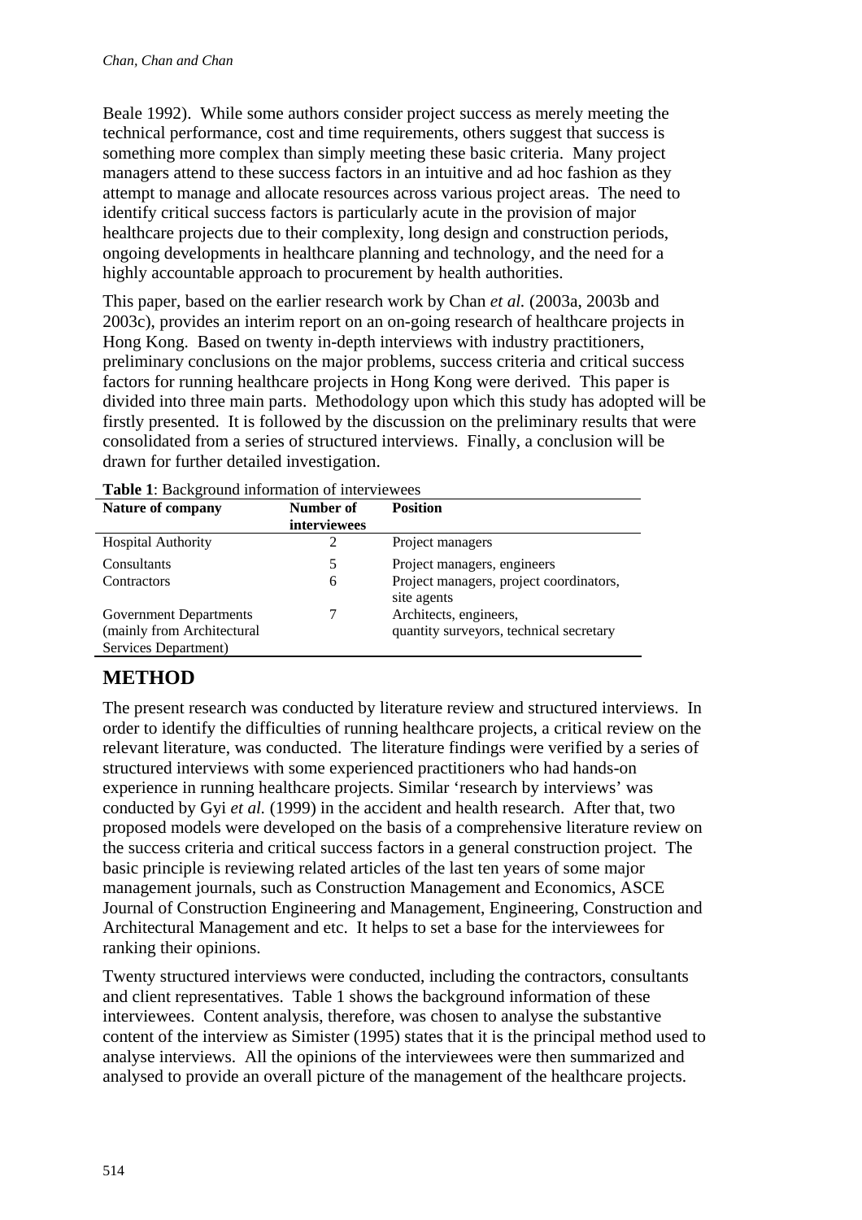Beale 1992). While some authors consider project success as merely meeting the technical performance, cost and time requirements, others suggest that success is something more complex than simply meeting these basic criteria. Many project managers attend to these success factors in an intuitive and ad hoc fashion as they attempt to manage and allocate resources across various project areas. The need to identify critical success factors is particularly acute in the provision of major healthcare projects due to their complexity, long design and construction periods, ongoing developments in healthcare planning and technology, and the need for a highly accountable approach to procurement by health authorities.

This paper, based on the earlier research work by Chan *et al.* (2003a, 2003b and 2003c), provides an interim report on an on-going research of healthcare projects in Hong Kong. Based on twenty in-depth interviews with industry practitioners, preliminary conclusions on the major problems, success criteria and critical success factors for running healthcare projects in Hong Kong were derived. This paper is divided into three main parts. Methodology upon which this study has adopted will be firstly presented. It is followed by the discussion on the preliminary results that were consolidated from a series of structured interviews. Finally, a conclusion will be drawn for further detailed investigation.

**Table 1**: Background information of interviewees

| Nature of company | Number of interviewees | Position |
|---|---|---|
| Hospital Authority | 2 | Project managers |
| Consultants | 5 | Project managers, engineers |
| Contractors | 6 | Project managers, project coordinators, site agents |
| Government Departments (mainly from Architectural Services Department) | 7 | Architects, engineers, quantity surveyors, technical secretary |

## METHOD

The present research was conducted by literature review and structured interviews. In order to identify the difficulties of running healthcare projects, a critical review on the relevant literature, was conducted. The literature findings were verified by a series of structured interviews with some experienced practitioners who had hands-on experience in running healthcare projects. Similar 'research by interviews' was conducted by Gyi *et al.* (1999) in the accident and health research. After that, two proposed models were developed on the basis of a comprehensive literature review on the success criteria and critical success factors in a general construction project. The basic principle is reviewing related articles of the last ten years of some major management journals, such as Construction Management and Economics, ASCE Journal of Construction Engineering and Management, Engineering, Construction and Architectural Management and etc. It helps to set a base for the interviewees for ranking their opinions.

Twenty structured interviews were conducted, including the contractors, consultants and client representatives. Table 1 shows the background information of these interviewees. Content analysis, therefore, was chosen to analyse the substantive content of the interview as Simister (1995) states that it is the principal method used to analyse interviews. All the opinions of the interviewees were then summarized and analysed to provide an overall picture of the management of the healthcare projects.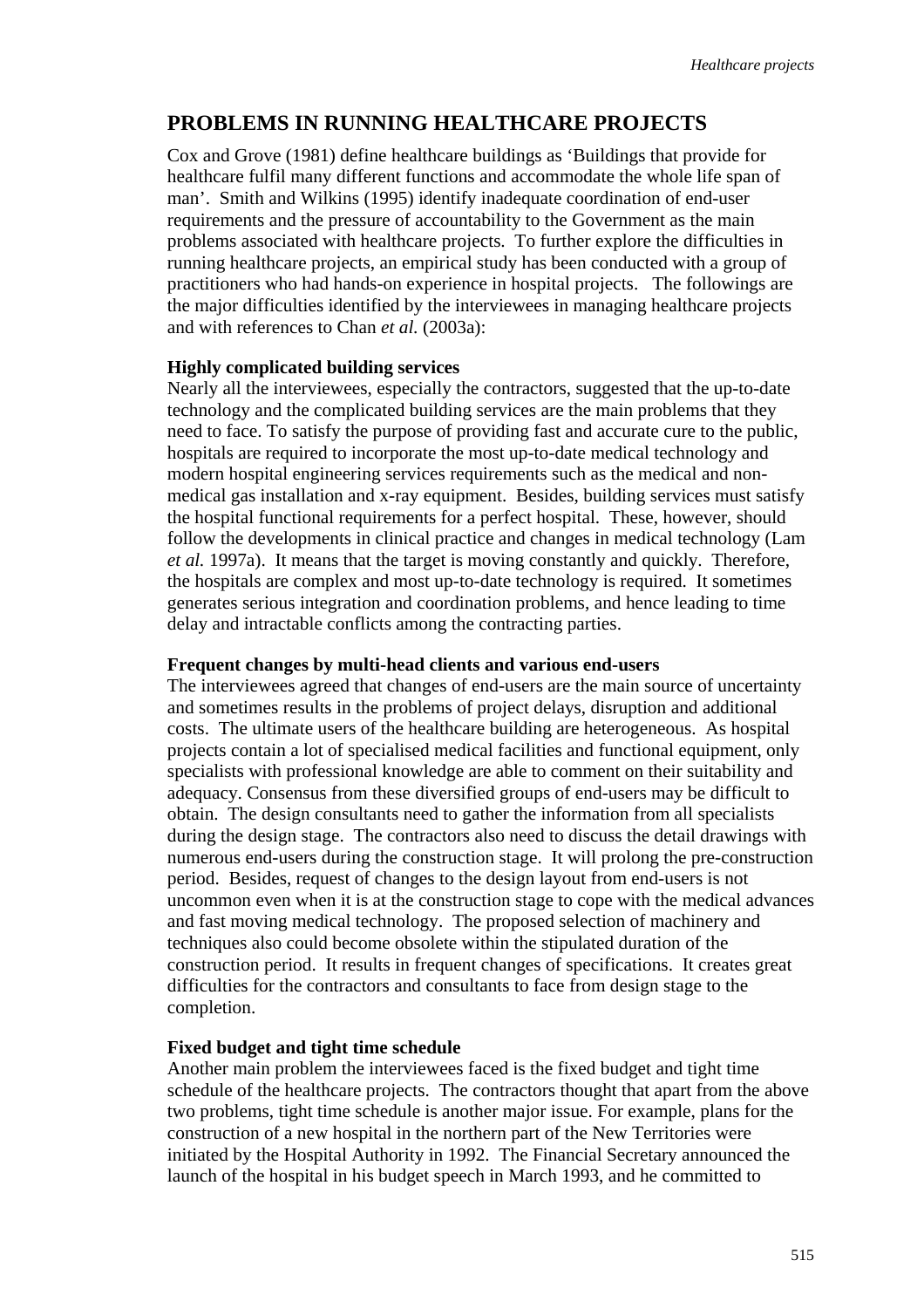## PROBLEMS IN RUNNING HEALTHCARE PROJECTS

Cox and Grove (1981) define healthcare buildings as 'Buildings that provide for healthcare fulfil many different functions and accommodate the whole life span of man'. Smith and Wilkins (1995) identify inadequate coordination of end-user requirements and the pressure of accountability to the Government as the main problems associated with healthcare projects. To further explore the difficulties in running healthcare projects, an empirical study has been conducted with a group of practitioners who had hands-on experience in hospital projects. The followings are the major difficulties identified by the interviewees in managing healthcare projects and with references to Chan *et al.* (2003a):

**Highly complicated building services**

Nearly all the interviewees, especially the contractors, suggested that the up-to-date technology and the complicated building services are the main problems that they need to face. To satisfy the purpose of providing fast and accurate cure to the public, hospitals are required to incorporate the most up-to-date medical technology and modern hospital engineering services requirements such as the medical and non-medical gas installation and x-ray equipment. Besides, building services must satisfy the hospital functional requirements for a perfect hospital. These, however, should follow the developments in clinical practice and changes in medical technology (Lam *et al.* 1997a). It means that the target is moving constantly and quickly. Therefore, the hospitals are complex and most up-to-date technology is required. It sometimes generates serious integration and coordination problems, and hence leading to time delay and intractable conflicts among the contracting parties.

**Frequent changes by multi-head clients and various end-users**

The interviewees agreed that changes of end-users are the main source of uncertainty and sometimes results in the problems of project delays, disruption and additional costs. The ultimate users of the healthcare building are heterogeneous. As hospital projects contain a lot of specialised medical facilities and functional equipment, only specialists with professional knowledge are able to comment on their suitability and adequacy. Consensus from these diversified groups of end-users may be difficult to obtain. The design consultants need to gather the information from all specialists during the design stage. The contractors also need to discuss the detail drawings with numerous end-users during the construction stage. It will prolong the pre-construction period. Besides, request of changes to the design layout from end-users is not uncommon even when it is at the construction stage to cope with the medical advances and fast moving medical technology. The proposed selection of machinery and techniques also could become obsolete within the stipulated duration of the construction period. It results in frequent changes of specifications. It creates great difficulties for the contractors and consultants to face from design stage to the completion.

**Fixed budget and tight time schedule**

Another main problem the interviewees faced is the fixed budget and tight time schedule of the healthcare projects. The contractors thought that apart from the above two problems, tight time schedule is another major issue. For example, plans for the construction of a new hospital in the northern part of the New Territories were initiated by the Hospital Authority in 1992. The Financial Secretary announced the launch of the hospital in his budget speech in March 1993, and he committed to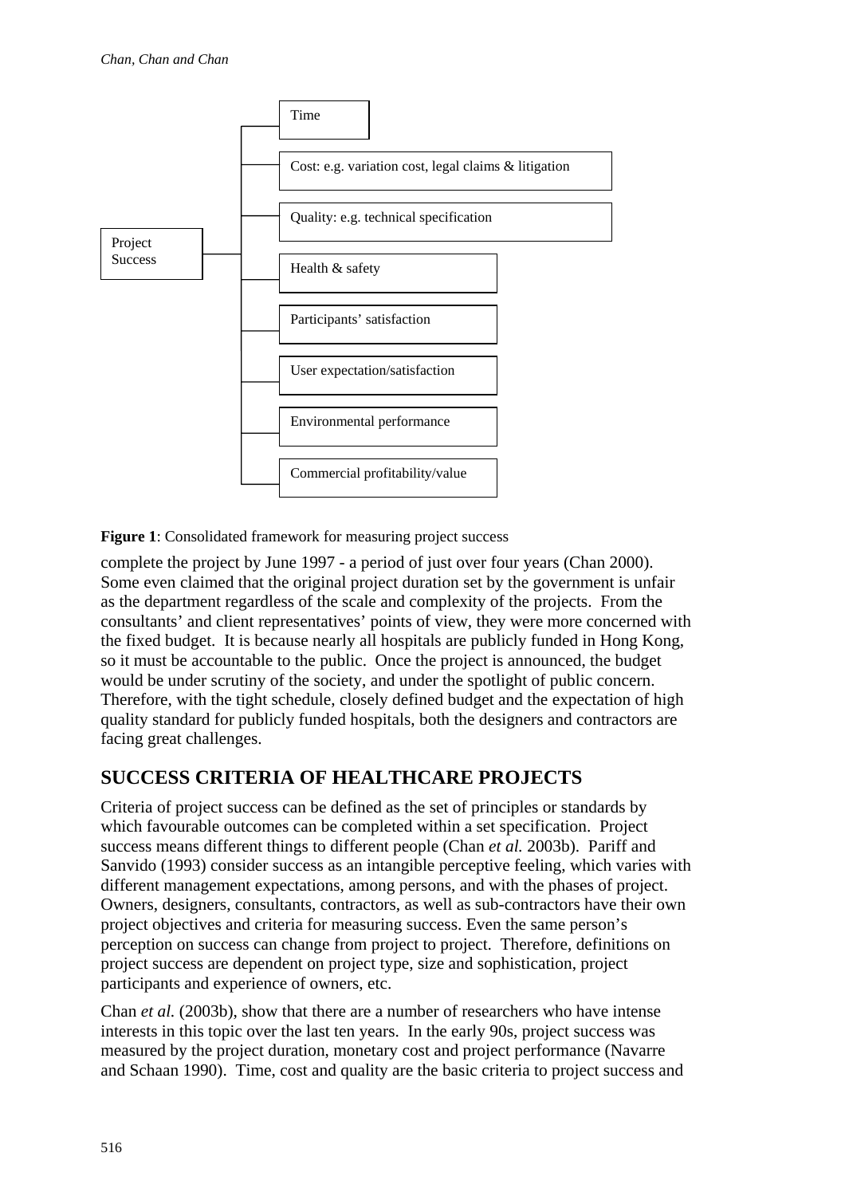Project Success

- Time
- Cost: e.g. variation cost, legal claims & litigation
- Quality: e.g. technical specification
- Health & safety
- Participants' satisfaction
- User expectation/satisfaction
- Environmental performance
- Commercial profitability/value

**Figure 1**: Consolidated framework for measuring project success

complete the project by June 1997 - a period of just over four years (Chan 2000). Some even claimed that the original project duration set by the government is unfair as the department regardless of the scale and complexity of the projects. From the consultants' and client representatives' points of view, they were more concerned with the fixed budget. It is because nearly all hospitals are publicly funded in Hong Kong, so it must be accountable to the public. Once the project is announced, the budget would be under scrutiny of the society, and under the spotlight of public concern. Therefore, with the tight schedule, closely defined budget and the expectation of high quality standard for publicly funded hospitals, both the designers and contractors are facing great challenges.

## SUCCESS CRITERIA OF HEALTHCARE PROJECTS

Criteria of project success can be defined as the set of principles or standards by which favourable outcomes can be completed within a set specification. Project success means different things to different people (Chan *et al.* 2003b). Pariff and Sanvido (1993) consider success as an intangible perceptive feeling, which varies with different management expectations, among persons, and with the phases of project. Owners, designers, consultants, contractors, as well as sub-contractors have their own project objectives and criteria for measuring success. Even the same person's perception on success can change from project to project. Therefore, definitions on project success are dependent on project type, size and sophistication, project participants and experience of owners, etc.

Chan *et al.* (2003b), show that there are a number of researchers who have intense interests in this topic over the last ten years. In the early 90s, project success was measured by the project duration, monetary cost and project performance (Navarre and Schaan 1990). Time, cost and quality are the basic criteria to project success and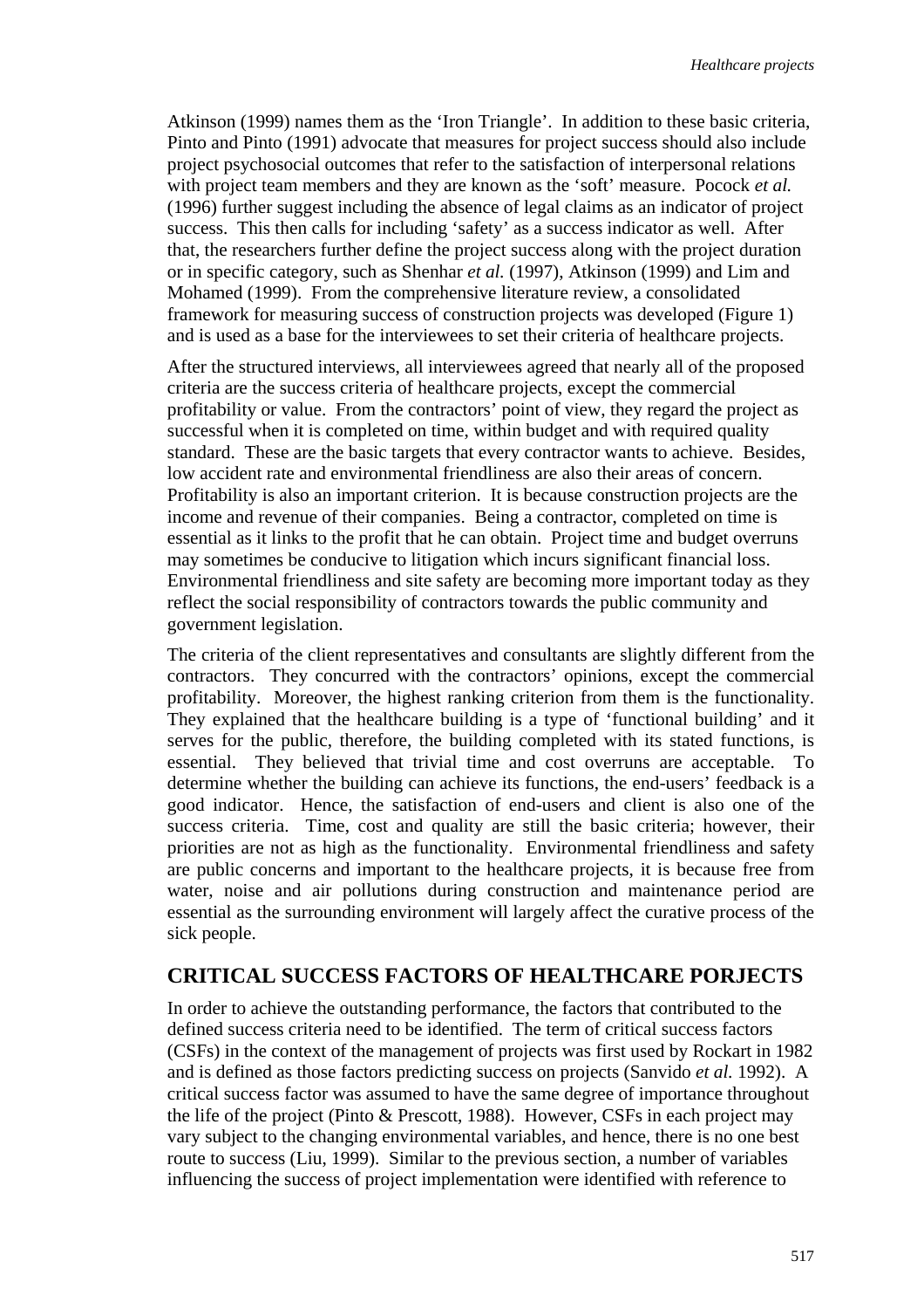Atkinson (1999) names them as the 'Iron Triangle'. In addition to these basic criteria, Pinto and Pinto (1991) advocate that measures for project success should also include project psychosocial outcomes that refer to the satisfaction of interpersonal relations with project team members and they are known as the 'soft' measure. Pocock *et al.* (1996) further suggest including the absence of legal claims as an indicator of project success. This then calls for including 'safety' as a success indicator as well. After that, the researchers further define the project success along with the project duration or in specific category, such as Shenhar *et al.* (1997), Atkinson (1999) and Lim and Mohamed (1999). From the comprehensive literature review, a consolidated framework for measuring success of construction projects was developed (Figure 1) and is used as a base for the interviewees to set their criteria of healthcare projects.

After the structured interviews, all interviewees agreed that nearly all of the proposed criteria are the success criteria of healthcare projects, except the commercial profitability or value. From the contractors' point of view, they regard the project as successful when it is completed on time, within budget and with required quality standard. These are the basic targets that every contractor wants to achieve. Besides, low accident rate and environmental friendliness are also their areas of concern. Profitability is also an important criterion. It is because construction projects are the income and revenue of their companies. Being a contractor, completed on time is essential as it links to the profit that he can obtain. Project time and budget overruns may sometimes be conducive to litigation which incurs significant financial loss. Environmental friendliness and site safety are becoming more important today as they reflect the social responsibility of contractors towards the public community and government legislation.

The criteria of the client representatives and consultants are slightly different from the contractors. They concurred with the contractors' opinions, except the commercial profitability. Moreover, the highest ranking criterion from them is the functionality. They explained that the healthcare building is a type of 'functional building' and it serves for the public, therefore, the building completed with its stated functions, is essential. They believed that trivial time and cost overruns are acceptable. To determine whether the building can achieve its functions, the end-users' feedback is a good indicator. Hence, the satisfaction of end-users and client is also one of the success criteria. Time, cost and quality are still the basic criteria; however, their priorities are not as high as the functionality. Environmental friendliness and safety are public concerns and important to the healthcare projects, it is because free from water, noise and air pollutions during construction and maintenance period are essential as the surrounding environment will largely affect the curative process of the sick people.

## CRITICAL SUCCESS FACTORS OF HEALTHCARE PORJECTS

In order to achieve the outstanding performance, the factors that contributed to the defined success criteria need to be identified. The term of critical success factors (CSFs) in the context of the management of projects was first used by Rockart in 1982 and is defined as those factors predicting success on projects (Sanvido *et al.* 1992). A critical success factor was assumed to have the same degree of importance throughout the life of the project (Pinto & Prescott, 1988). However, CSFs in each project may vary subject to the changing environmental variables, and hence, there is no one best route to success (Liu, 1999). Similar to the previous section, a number of variables influencing the success of project implementation were identified with reference to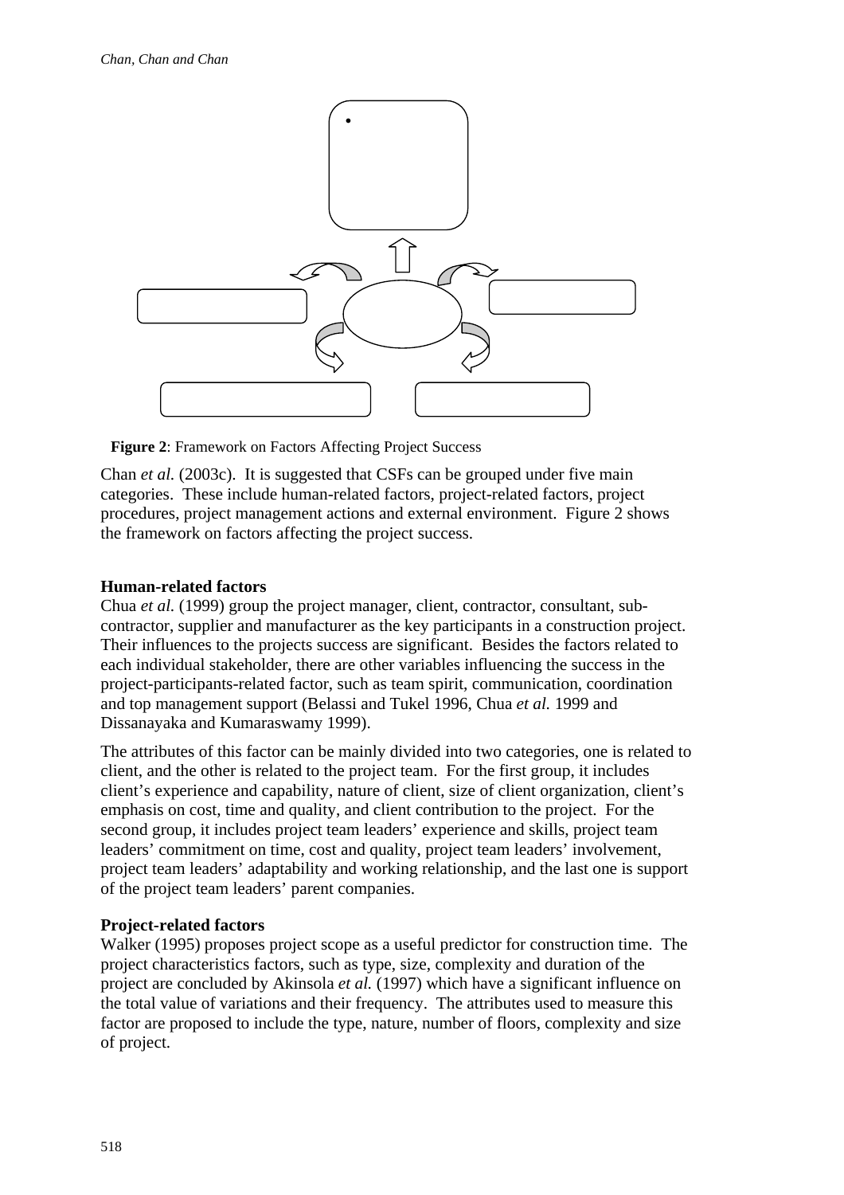**Figure 2**: Framework on Factors Affecting Project Success

Chan *et al.* (2003c). It is suggested that CSFs can be grouped under five main categories. These include human-related factors, project-related factors, project procedures, project management actions and external environment. Figure 2 shows the framework on factors affecting the project success.

**Human-related factors**

Chua *et al.* (1999) group the project manager, client, contractor, consultant, sub-contractor, supplier and manufacturer as the key participants in a construction project. Their influences to the projects success are significant. Besides the factors related to each individual stakeholder, there are other variables influencing the success in the project-participants-related factor, such as team spirit, communication, coordination and top management support (Belassi and Tukel 1996, Chua *et al.* 1999 and Dissanayaka and Kumaraswamy 1999).

The attributes of this factor can be mainly divided into two categories, one is related to client, and the other is related to the project team. For the first group, it includes client's experience and capability, nature of client, size of client organization, client's emphasis on cost, time and quality, and client contribution to the project. For the second group, it includes project team leaders' experience and skills, project team leaders' commitment on time, cost and quality, project team leaders' involvement, project team leaders' adaptability and working relationship, and the last one is support of the project team leaders' parent companies.

**Project-related factors**

Walker (1995) proposes project scope as a useful predictor for construction time. The project characteristics factors, such as type, size, complexity and duration of the project are concluded by Akinsola *et al.* (1997) which have a significant influence on the total value of variations and their frequency. The attributes used to measure this factor are proposed to include the type, nature, number of floors, complexity and size of project.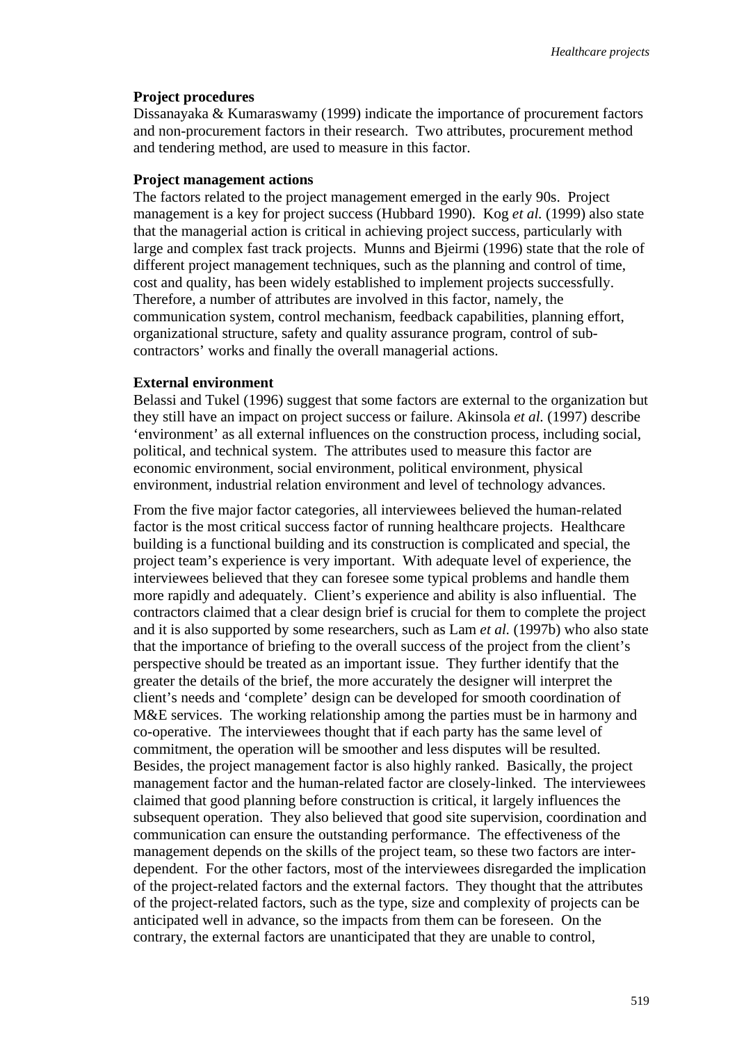**Project procedures**

Dissanayaka & Kumaraswamy (1999) indicate the importance of procurement factors and non-procurement factors in their research. Two attributes, procurement method and tendering method, are used to measure in this factor.

**Project management actions**

The factors related to the project management emerged in the early 90s. Project management is a key for project success (Hubbard 1990). Kog *et al.* (1999) also state that the managerial action is critical in achieving project success, particularly with large and complex fast track projects. Munns and Bjeirmi (1996) state that the role of different project management techniques, such as the planning and control of time, cost and quality, has been widely established to implement projects successfully. Therefore, a number of attributes are involved in this factor, namely, the communication system, control mechanism, feedback capabilities, planning effort, organizational structure, safety and quality assurance program, control of sub-contractors' works and finally the overall managerial actions.

**External environment**

Belassi and Tukel (1996) suggest that some factors are external to the organization but they still have an impact on project success or failure. Akinsola *et al.* (1997) describe 'environment' as all external influences on the construction process, including social, political, and technical system. The attributes used to measure this factor are economic environment, social environment, political environment, physical environment, industrial relation environment and level of technology advances.

From the five major factor categories, all interviewees believed the human-related factor is the most critical success factor of running healthcare projects. Healthcare building is a functional building and its construction is complicated and special, the project team's experience is very important. With adequate level of experience, the interviewees believed that they can foresee some typical problems and handle them more rapidly and adequately. Client's experience and ability is also influential. The contractors claimed that a clear design brief is crucial for them to complete the project and it is also supported by some researchers, such as Lam *et al.* (1997b) who also state that the importance of briefing to the overall success of the project from the client's perspective should be treated as an important issue. They further identify that the greater the details of the brief, the more accurately the designer will interpret the client's needs and 'complete' design can be developed for smooth coordination of M&E services. The working relationship among the parties must be in harmony and co-operative. The interviewees thought that if each party has the same level of commitment, the operation will be smoother and less disputes will be resulted. Besides, the project management factor is also highly ranked. Basically, the project management factor and the human-related factor are closely-linked. The interviewees claimed that good planning before construction is critical, it largely influences the subsequent operation. They also believed that good site supervision, coordination and communication can ensure the outstanding performance. The effectiveness of the management depends on the skills of the project team, so these two factors are inter-dependent. For the other factors, most of the interviewees disregarded the implication of the project-related factors and the external factors. They thought that the attributes of the project-related factors, such as the type, size and complexity of projects can be anticipated well in advance, so the impacts from them can be foreseen. On the contrary, the external factors are unanticipated that they are unable to control,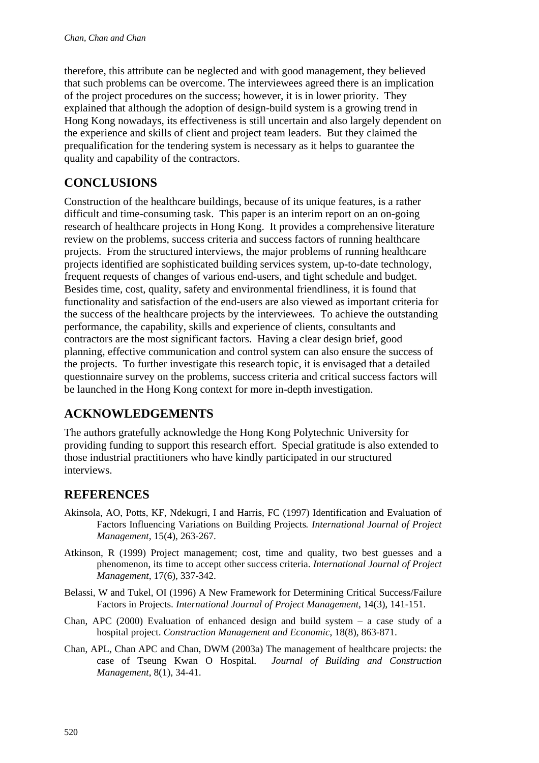therefore, this attribute can be neglected and with good management, they believed that such problems can be overcome. The interviewees agreed there is an implication of the project procedures on the success; however, it is in lower priority. They explained that although the adoption of design-build system is a growing trend in Hong Kong nowadays, its effectiveness is still uncertain and also largely dependent on the experience and skills of client and project team leaders. But they claimed the prequalification for the tendering system is necessary as it helps to guarantee the quality and capability of the contractors.

## CONCLUSIONS

Construction of the healthcare buildings, because of its unique features, is a rather difficult and time-consuming task. This paper is an interim report on an on-going research of healthcare projects in Hong Kong. It provides a comprehensive literature review on the problems, success criteria and success factors of running healthcare projects. From the structured interviews, the major problems of running healthcare projects identified are sophisticated building services system, up-to-date technology, frequent requests of changes of various end-users, and tight schedule and budget. Besides time, cost, quality, safety and environmental friendliness, it is found that functionality and satisfaction of the end-users are also viewed as important criteria for the success of the healthcare projects by the interviewees. To achieve the outstanding performance, the capability, skills and experience of clients, consultants and contractors are the most significant factors. Having a clear design brief, good planning, effective communication and control system can also ensure the success of the projects. To further investigate this research topic, it is envisaged that a detailed questionnaire survey on the problems, success criteria and critical success factors will be launched in the Hong Kong context for more in-depth investigation.

## ACKNOWLEDGEMENTS

The authors gratefully acknowledge the Hong Kong Polytechnic University for providing funding to support this research effort. Special gratitude is also extended to those industrial practitioners who have kindly participated in our structured interviews.

## REFERENCES

Akinsola, AO, Potts, KF, Ndekugri, I and Harris, FC (1997) Identification and Evaluation of Factors Influencing Variations on Building Projects*. International Journal of Project Management*, 15(4), 263-267.

Atkinson, R (1999) Project management; cost, time and quality, two best guesses and a phenomenon, its time to accept other success criteria. *International Journal of Project Management*, 17(6), 337-342.

Belassi, W and Tukel, OI (1996) A New Framework for Determining Critical Success/Failure Factors in Projects. *International Journal of Project Management*, 14(3), 141-151.

Chan, APC (2000) Evaluation of enhanced design and build system – a case study of a hospital project. *Construction Management and Economic*, 18(8), 863-871.

Chan, APL, Chan APC and Chan, DWM (2003a) The management of healthcare projects: the case of Tseung Kwan O Hospital. *Journal of Building and Construction Management*, 8(1), 34-41.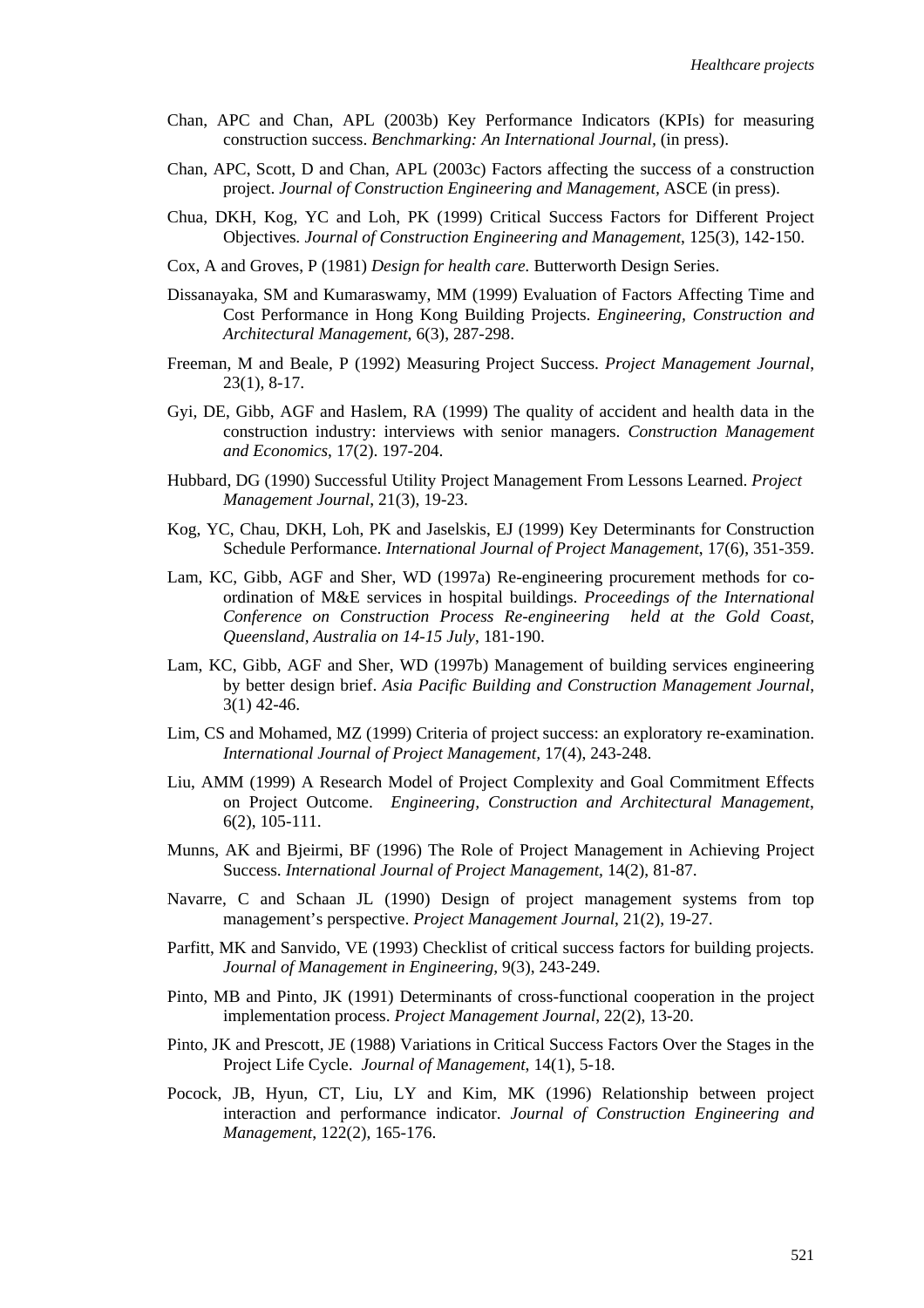Chan, APC and Chan, APL (2003b) Key Performance Indicators (KPIs) for measuring construction success. *Benchmarking: An International Journal*, (in press).

Chan, APC, Scott, D and Chan, APL (2003c) Factors affecting the success of a construction project. *Journal of Construction Engineering and Management*, ASCE (in press).

Chua, DKH, Kog, YC and Loh, PK (1999) Critical Success Factors for Different Project Objectives. *Journal of Construction Engineering and Management*, 125(3), 142-150.

Cox, A and Groves, P (1981) *Design for health care.* Butterworth Design Series.

Dissanayaka, SM and Kumaraswamy, MM (1999) Evaluation of Factors Affecting Time and Cost Performance in Hong Kong Building Projects. *Engineering, Construction and Architectural Management*, 6(3), 287-298.

Freeman, M and Beale, P (1992) Measuring Project Success. *Project Management Journal*, 23(1), 8-17.

Gyi, DE, Gibb, AGF and Haslem, RA (1999) The quality of accident and health data in the construction industry: interviews with senior managers. *Construction Management and Economics*, 17(2). 197-204.

Hubbard, DG (1990) Successful Utility Project Management From Lessons Learned. *Project Management Journal*, 21(3), 19-23.

Kog, YC, Chau, DKH, Loh, PK and Jaselskis, EJ (1999) Key Determinants for Construction Schedule Performance. *International Journal of Project Management*, 17(6), 351-359.

Lam, KC, Gibb, AGF and Sher, WD (1997a) Re-engineering procurement methods for co-ordination of M&E services in hospital buildings. *Proceedings of the International Conference on Construction Process Re-engineering held at the Gold Coast, Queensland, Australia on 14-15 July*, 181-190.

Lam, KC, Gibb, AGF and Sher, WD (1997b) Management of building services engineering by better design brief. *Asia Pacific Building and Construction Management Journal*, 3(1) 42-46.

Lim, CS and Mohamed, MZ (1999) Criteria of project success: an exploratory re-examination. *International Journal of Project Management*, 17(4), 243-248.

Liu, AMM (1999) A Research Model of Project Complexity and Goal Commitment Effects on Project Outcome. *Engineering, Construction and Architectural Management*, 6(2), 105-111.

Munns, AK and Bjeirmi, BF (1996) The Role of Project Management in Achieving Project Success. *International Journal of Project Management*, 14(2), 81-87.

Navarre, C and Schaan JL (1990) Design of project management systems from top management's perspective. *Project Management Journal*, 21(2), 19-27.

Parfitt, MK and Sanvido, VE (1993) Checklist of critical success factors for building projects. *Journal of Management in Engineering*, 9(3), 243-249.

Pinto, MB and Pinto, JK (1991) Determinants of cross-functional cooperation in the project implementation process. *Project Management Journal*, 22(2), 13-20.

Pinto, JK and Prescott, JE (1988) Variations in Critical Success Factors Over the Stages in the Project Life Cycle. *Journal of Management*, 14(1), 5-18.

Pocock, JB, Hyun, CT, Liu, LY and Kim, MK (1996) Relationship between project interaction and performance indicator. *Journal of Construction Engineering and Management*, 122(2), 165-176.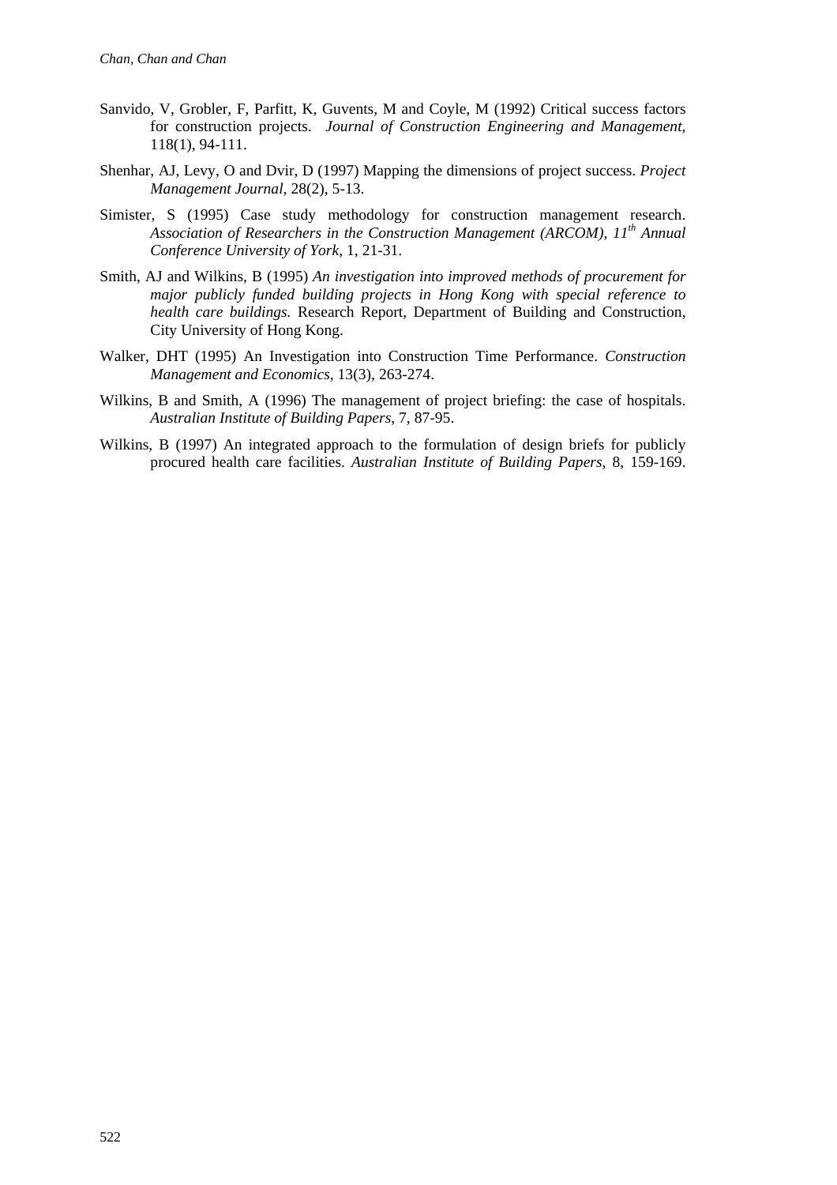Sanvido, V, Grobler, F, Parfitt, K, Guvents, M and Coyle, M (1992) Critical success factors for construction projects. *Journal of Construction Engineering and Management*, 118(1), 94-111.

Shenhar, AJ, Levy, O and Dvir, D (1997) Mapping the dimensions of project success. *Project Management Journal,* 28(2), 5-13.

Simister, S (1995) Case study methodology for construction management research. *Association of Researchers in the Construction Management (ARCOM), 11th Annual Conference University of York*, 1, 21-31.

Smith, AJ and Wilkins, B (1995) *An investigation into improved methods of procurement for major publicly funded building projects in Hong Kong with special reference to health care buildings.* Research Report, Department of Building and Construction, City University of Hong Kong.

Walker, DHT (1995) An Investigation into Construction Time Performance. *Construction Management and Economics*, 13(3), 263-274.

Wilkins, B and Smith, A (1996) The management of project briefing: the case of hospitals. *Australian Institute of Building Papers*, 7, 87-95.

Wilkins, B (1997) An integrated approach to the formulation of design briefs for publicly procured health care facilities. *Australian Institute of Building Papers*, 8, 159-169.